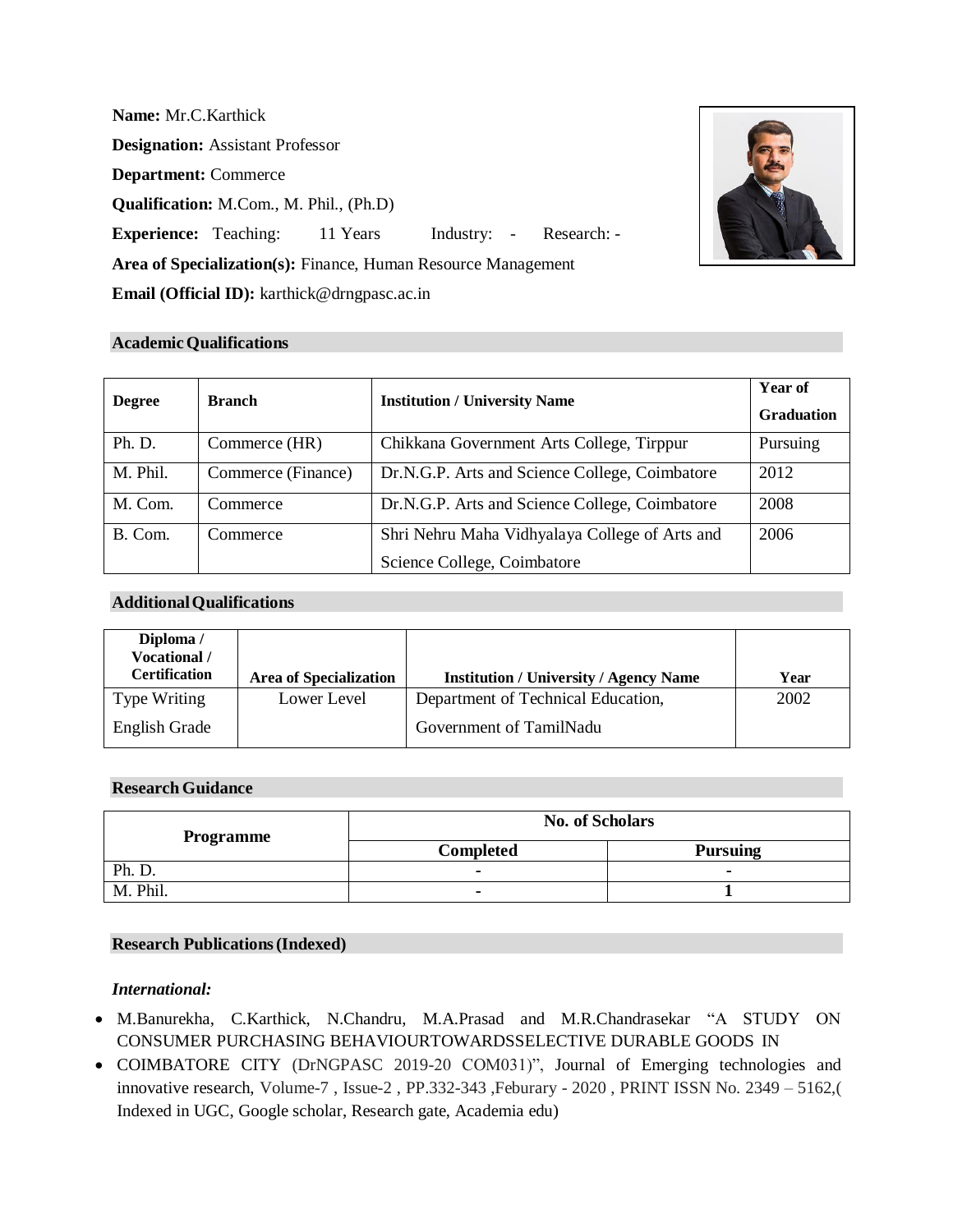**Name:** Mr.C.Karthick

**Designation:** Assistant Professor

**Department:** Commerce

**Qualification:** M.Com., M. Phil., (Ph.D)

**Experience:** Teaching: 11 Years Industry: - Research: -

**Area of Specialization(s):** Finance, Human Resource Management

**Email (Official ID):** karthick@drngpasc.ac.in

## Academic Qualifications

| Degree | Branch | Institution / University Name | Year of Graduation |
|---|---|---|---|
| Ph. D. | Commerce (HR) | Chikkana Government Arts College, Tirppur | Pursuing |
| M. Phil. | Commerce (Finance) | Dr.N.G.P. Arts and Science College, Coimbatore | 2012 |
| M. Com. | Commerce | Dr.N.G.P. Arts and Science College, Coimbatore | 2008 |
| B. Com. | Commerce | Shri Nehru Maha Vidhyalaya College of Arts and Science College, Coimbatore | 2006 |

## Additional Qualifications

| Diploma / Vocational / Certification | Area of Specialization | Institution / University / Agency Name | Year |
|---|---|---|---|
| Type Writing English Grade | Lower Level | Department of Technical Education, Government of TamilNadu | 2002 |

## Research Guidance

| Programme | No. of Scholars | |
|---|---|---|
| | Completed | Pursuing |
| Ph. D. | - | - |
| M. Phil. | - | 1 |

## Research Publications (Indexed)

***International:***

- M.Banurekha, C.Karthick, N.Chandru, M.A.Prasad and M.R.Chandrasekar "A STUDY ON CONSUMER PURCHASING BEHAVIOURTOWARDSSELECTIVE DURABLE GOODS IN
- COIMBATORE CITY (DrNGPASC 2019-20 COM031)", Journal of Emerging technologies and innovative research, Volume-7 , Issue-2 , PP.332-343 ,Feburary - 2020 , PRINT ISSN No. 2349 – 5162,( Indexed in UGC, Google scholar, Research gate, Academia edu)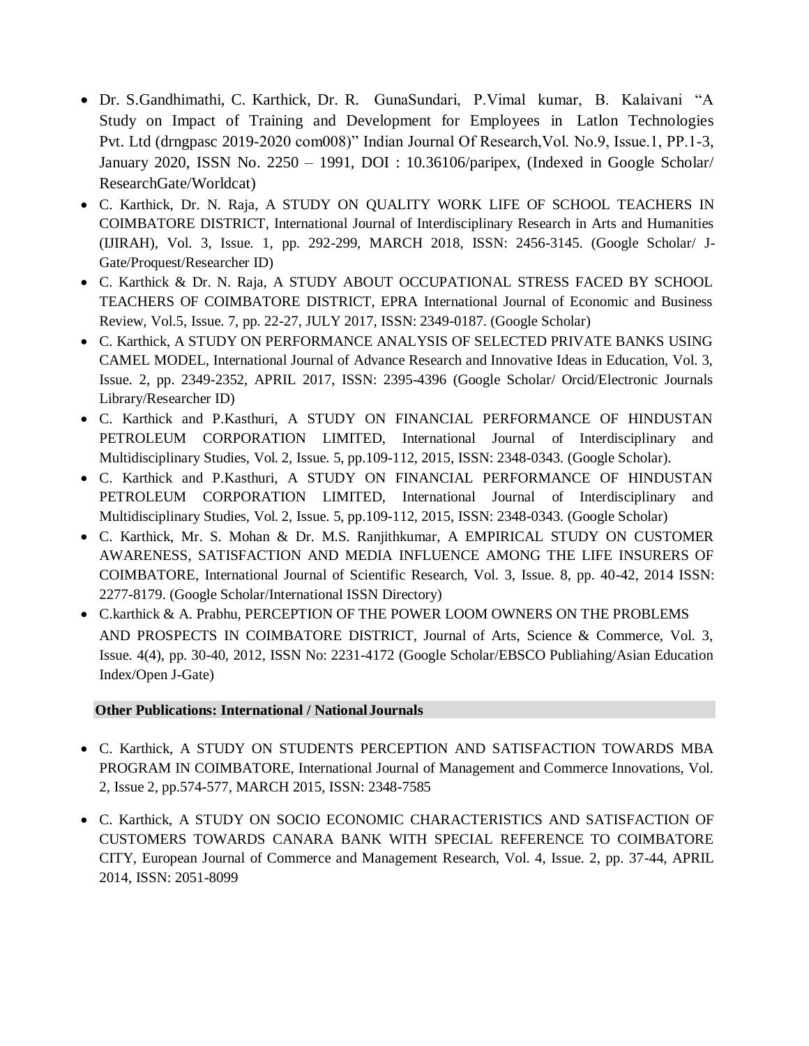- Dr. S.Gandhimathi, C. Karthick, Dr. R. GunaSundari, P.Vimal kumar, B. Kalaivani "A Study on Impact of Training and Development for Employees in Latlon Technologies Pvt. Ltd (drngpasc 2019-2020 com008)" Indian Journal Of Research,Vol. No.9, Issue.1, PP.1-3, January 2020, ISSN No. 2250 – 1991, DOI : 10.36106/paripex, (Indexed in Google Scholar/ ResearchGate/Worldcat)
- C. Karthick, Dr. N. Raja, A STUDY ON QUALITY WORK LIFE OF SCHOOL TEACHERS IN COIMBATORE DISTRICT, International Journal of Interdisciplinary Research in Arts and Humanities (IJIRAH), Vol. 3, Issue. 1, pp. 292-299, MARCH 2018, ISSN: 2456-3145. (Google Scholar/ J-Gate/Proquest/Researcher ID)
- C. Karthick & Dr. N. Raja, A STUDY ABOUT OCCUPATIONAL STRESS FACED BY SCHOOL TEACHERS OF COIMBATORE DISTRICT, EPRA International Journal of Economic and Business Review, Vol.5, Issue. 7, pp. 22-27, JULY 2017, ISSN: 2349-0187. (Google Scholar)
- C. Karthick, A STUDY ON PERFORMANCE ANALYSIS OF SELECTED PRIVATE BANKS USING CAMEL MODEL, International Journal of Advance Research and Innovative Ideas in Education, Vol. 3, Issue. 2, pp. 2349-2352, APRIL 2017, ISSN: 2395-4396 (Google Scholar/ Orcid/Electronic Journals Library/Researcher ID)
- C. Karthick and P.Kasthuri, A STUDY ON FINANCIAL PERFORMANCE OF HINDUSTAN PETROLEUM CORPORATION LIMITED, International Journal of Interdisciplinary and Multidisciplinary Studies, Vol. 2, Issue. 5, pp.109-112, 2015, ISSN: 2348-0343. (Google Scholar).
- C. Karthick and P.Kasthuri, A STUDY ON FINANCIAL PERFORMANCE OF HINDUSTAN PETROLEUM CORPORATION LIMITED, International Journal of Interdisciplinary and Multidisciplinary Studies, Vol. 2, Issue. 5, pp.109-112, 2015, ISSN: 2348-0343. (Google Scholar)
- C. Karthick, Mr. S. Mohan & Dr. M.S. Ranjithkumar, A EMPIRICAL STUDY ON CUSTOMER AWARENESS, SATISFACTION AND MEDIA INFLUENCE AMONG THE LIFE INSURERS OF COIMBATORE, International Journal of Scientific Research, Vol. 3, Issue. 8, pp. 40-42, 2014 ISSN: 2277-8179. (Google Scholar/International ISSN Directory)
- C.karthick & A. Prabhu, PERCEPTION OF THE POWER LOOM OWNERS ON THE PROBLEMS AND PROSPECTS IN COIMBATORE DISTRICT, Journal of Arts, Science & Commerce, Vol. 3, Issue. 4(4), pp. 30-40, 2012, ISSN No: 2231-4172 (Google Scholar/EBSCO Publiahing/Asian Education Index/Open J-Gate)

**Other Publications: International / National Journals**

- C. Karthick, A STUDY ON STUDENTS PERCEPTION AND SATISFACTION TOWARDS MBA PROGRAM IN COIMBATORE, International Journal of Management and Commerce Innovations, Vol. 2, Issue 2, pp.574-577, MARCH 2015, ISSN: 2348-7585

- C. Karthick, A STUDY ON SOCIO ECONOMIC CHARACTERISTICS AND SATISFACTION OF CUSTOMERS TOWARDS CANARA BANK WITH SPECIAL REFERENCE TO COIMBATORE CITY, European Journal of Commerce and Management Research, Vol. 4, Issue. 2, pp. 37-44, APRIL 2014, ISSN: 2051-8099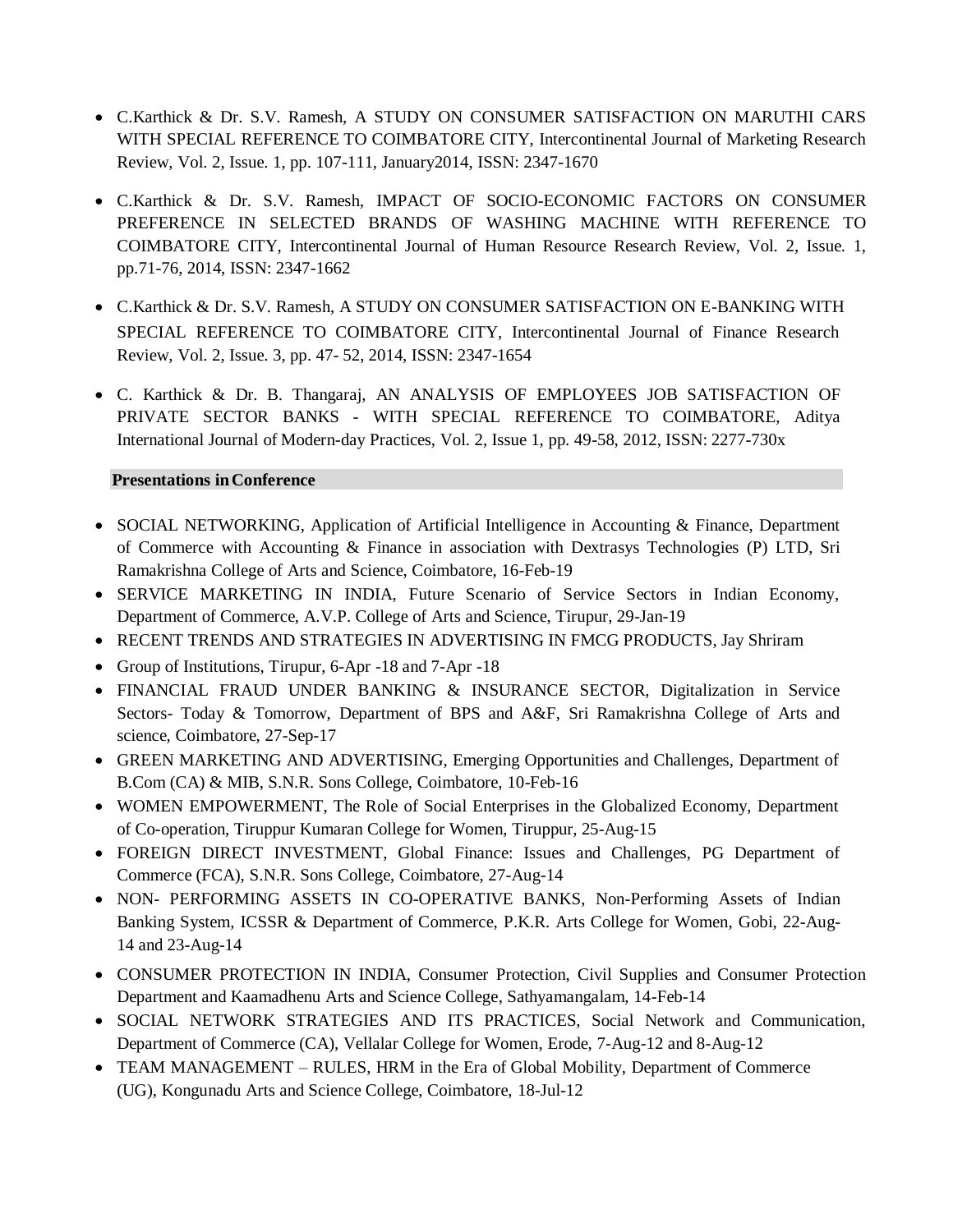- C.Karthick & Dr. S.V. Ramesh, A STUDY ON CONSUMER SATISFACTION ON MARUTHI CARS WITH SPECIAL REFERENCE TO COIMBATORE CITY, Intercontinental Journal of Marketing Research Review, Vol. 2, Issue. 1, pp. 107-111, January2014, ISSN: 2347-1670

- C.Karthick & Dr. S.V. Ramesh, IMPACT OF SOCIO-ECONOMIC FACTORS ON CONSUMER PREFERENCE IN SELECTED BRANDS OF WASHING MACHINE WITH REFERENCE TO COIMBATORE CITY, Intercontinental Journal of Human Resource Research Review, Vol. 2, Issue. 1, pp.71-76, 2014, ISSN: 2347-1662

- C.Karthick & Dr. S.V. Ramesh, A STUDY ON CONSUMER SATISFACTION ON E-BANKING WITH SPECIAL REFERENCE TO COIMBATORE CITY, Intercontinental Journal of Finance Research Review, Vol. 2, Issue. 3, pp. 47- 52, 2014, ISSN: 2347-1654

- C. Karthick & Dr. B. Thangaraj, AN ANALYSIS OF EMPLOYEES JOB SATISFACTION OF PRIVATE SECTOR BANKS - WITH SPECIAL REFERENCE TO COIMBATORE, Aditya International Journal of Modern-day Practices, Vol. 2, Issue 1, pp. 49-58, 2012, ISSN: 2277-730x

**Presentations in Conference**

- SOCIAL NETWORKING, Application of Artificial Intelligence in Accounting & Finance, Department of Commerce with Accounting & Finance in association with Dextrasys Technologies (P) LTD, Sri Ramakrishna College of Arts and Science, Coimbatore, 16-Feb-19
- SERVICE MARKETING IN INDIA, Future Scenario of Service Sectors in Indian Economy, Department of Commerce, A.V.P. College of Arts and Science, Tirupur, 29-Jan-19
- RECENT TRENDS AND STRATEGIES IN ADVERTISING IN FMCG PRODUCTS, Jay Shriram
- Group of Institutions, Tirupur, 6-Apr -18 and 7-Apr -18
- FINANCIAL FRAUD UNDER BANKING & INSURANCE SECTOR, Digitalization in Service Sectors- Today & Tomorrow, Department of BPS and A&F, Sri Ramakrishna College of Arts and science, Coimbatore, 27-Sep-17
- GREEN MARKETING AND ADVERTISING, Emerging Opportunities and Challenges, Department of B.Com (CA) & MIB, S.N.R. Sons College, Coimbatore, 10-Feb-16
- WOMEN EMPOWERMENT, The Role of Social Enterprises in the Globalized Economy, Department of Co-operation, Tiruppur Kumaran College for Women, Tiruppur, 25-Aug-15
- FOREIGN DIRECT INVESTMENT, Global Finance: Issues and Challenges, PG Department of Commerce (FCA), S.N.R. Sons College, Coimbatore, 27-Aug-14
- NON- PERFORMING ASSETS IN CO-OPERATIVE BANKS, Non-Performing Assets of Indian Banking System, ICSSR & Department of Commerce, P.K.R. Arts College for Women, Gobi, 22-Aug-14 and 23-Aug-14
- CONSUMER PROTECTION IN INDIA, Consumer Protection, Civil Supplies and Consumer Protection Department and Kaamadhenu Arts and Science College, Sathyamangalam, 14-Feb-14
- SOCIAL NETWORK STRATEGIES AND ITS PRACTICES, Social Network and Communication, Department of Commerce (CA), Vellalar College for Women, Erode, 7-Aug-12 and 8-Aug-12
- TEAM MANAGEMENT – RULES, HRM in the Era of Global Mobility, Department of Commerce (UG), Kongunadu Arts and Science College, Coimbatore, 18-Jul-12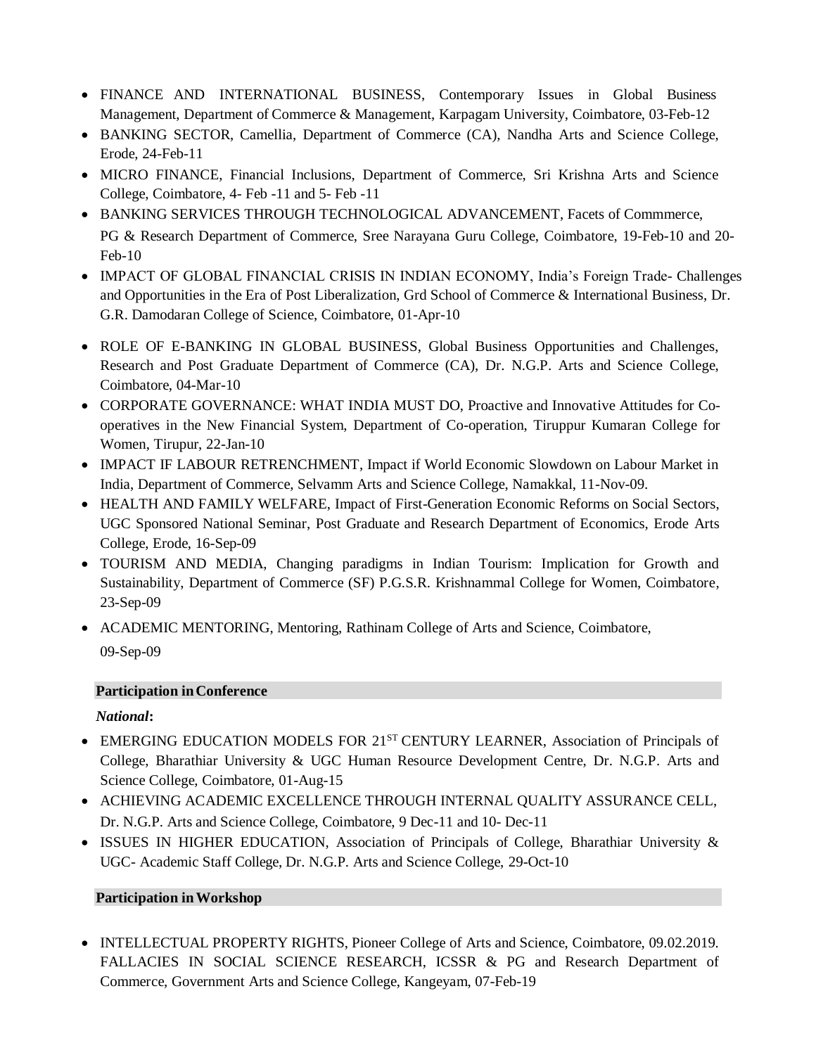- FINANCE AND INTERNATIONAL BUSINESS, Contemporary Issues in Global Business Management, Department of Commerce & Management, Karpagam University, Coimbatore, 03-Feb-12
- BANKING SECTOR, Camellia, Department of Commerce (CA), Nandha Arts and Science College, Erode, 24-Feb-11
- MICRO FINANCE, Financial Inclusions, Department of Commerce, Sri Krishna Arts and Science College, Coimbatore, 4- Feb -11 and 5- Feb -11
- BANKING SERVICES THROUGH TECHNOLOGICAL ADVANCEMENT, Facets of Commmerce, PG & Research Department of Commerce, Sree Narayana Guru College, Coimbatore, 19-Feb-10 and 20-Feb-10
- IMPACT OF GLOBAL FINANCIAL CRISIS IN INDIAN ECONOMY, India's Foreign Trade- Challenges and Opportunities in the Era of Post Liberalization, Grd School of Commerce & International Business, Dr. G.R. Damodaran College of Science, Coimbatore, 01-Apr-10
- ROLE OF E-BANKING IN GLOBAL BUSINESS, Global Business Opportunities and Challenges, Research and Post Graduate Department of Commerce (CA), Dr. N.G.P. Arts and Science College, Coimbatore, 04-Mar-10
- CORPORATE GOVERNANCE: WHAT INDIA MUST DO, Proactive and Innovative Attitudes for Co-operatives in the New Financial System, Department of Co-operation, Tiruppur Kumaran College for Women, Tirupur, 22-Jan-10
- IMPACT IF LABOUR RETRENCHMENT, Impact if World Economic Slowdown on Labour Market in India, Department of Commerce, Selvamm Arts and Science College, Namakkal, 11-Nov-09.
- HEALTH AND FAMILY WELFARE, Impact of First-Generation Economic Reforms on Social Sectors, UGC Sponsored National Seminar, Post Graduate and Research Department of Economics, Erode Arts College, Erode, 16-Sep-09
- TOURISM AND MEDIA, Changing paradigms in Indian Tourism: Implication for Growth and Sustainability, Department of Commerce (SF) P.G.S.R. Krishnammal College for Women, Coimbatore, 23-Sep-09
- ACADEMIC MENTORING, Mentoring, Rathinam College of Arts and Science, Coimbatore, 09-Sep-09

**Participation in Conference**

***National*:**

- EMERGING EDUCATION MODELS FOR 21ST CENTURY LEARNER, Association of Principals of College, Bharathiar University & UGC Human Resource Development Centre, Dr. N.G.P. Arts and Science College, Coimbatore, 01-Aug-15
- ACHIEVING ACADEMIC EXCELLENCE THROUGH INTERNAL QUALITY ASSURANCE CELL, Dr. N.G.P. Arts and Science College, Coimbatore, 9 Dec-11 and 10- Dec-11
- ISSUES IN HIGHER EDUCATION, Association of Principals of College, Bharathiar University & UGC- Academic Staff College, Dr. N.G.P. Arts and Science College, 29-Oct-10

**Participation in Workshop**

- INTELLECTUAL PROPERTY RIGHTS, Pioneer College of Arts and Science, Coimbatore, 09.02.2019. FALLACIES IN SOCIAL SCIENCE RESEARCH, ICSSR & PG and Research Department of Commerce, Government Arts and Science College, Kangeyam, 07-Feb-19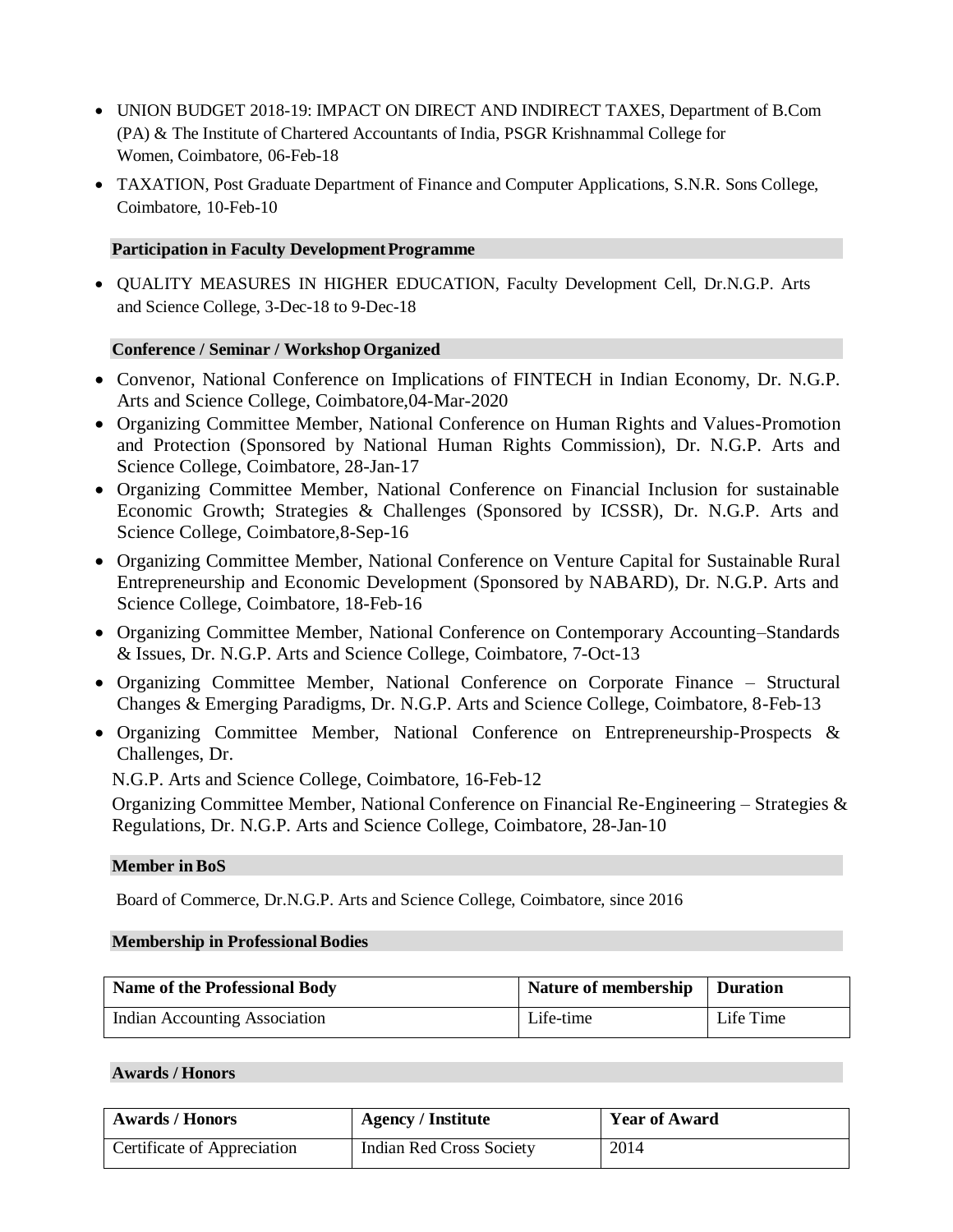- UNION BUDGET 2018-19: IMPACT ON DIRECT AND INDIRECT TAXES, Department of B.Com (PA) & The Institute of Chartered Accountants of India, PSGR Krishnammal College for Women, Coimbatore, 06-Feb-18
- TAXATION, Post Graduate Department of Finance and Computer Applications, S.N.R. Sons College, Coimbatore, 10-Feb-10

### Participation in Faculty Development Programme

- QUALITY MEASURES IN HIGHER EDUCATION, Faculty Development Cell, Dr.N.G.P. Arts and Science College, 3-Dec-18 to 9-Dec-18

### Conference / Seminar / Workshop Organized

- Convenor, National Conference on Implications of FINTECH in Indian Economy, Dr. N.G.P. Arts and Science College, Coimbatore,04-Mar-2020
- Organizing Committee Member, National Conference on Human Rights and Values-Promotion and Protection (Sponsored by National Human Rights Commission), Dr. N.G.P. Arts and Science College, Coimbatore, 28-Jan-17
- Organizing Committee Member, National Conference on Financial Inclusion for sustainable Economic Growth; Strategies & Challenges (Sponsored by ICSSR), Dr. N.G.P. Arts and Science College, Coimbatore,8-Sep-16
- Organizing Committee Member, National Conference on Venture Capital for Sustainable Rural Entrepreneurship and Economic Development (Sponsored by NABARD), Dr. N.G.P. Arts and Science College, Coimbatore, 18-Feb-16
- Organizing Committee Member, National Conference on Contemporary Accounting–Standards & Issues, Dr. N.G.P. Arts and Science College, Coimbatore, 7-Oct-13
- Organizing Committee Member, National Conference on Corporate Finance – Structural Changes & Emerging Paradigms, Dr. N.G.P. Arts and Science College, Coimbatore, 8-Feb-13
- Organizing Committee Member, National Conference on Entrepreneurship-Prospects & Challenges, Dr. N.G.P. Arts and Science College, Coimbatore, 16-Feb-12

Organizing Committee Member, National Conference on Financial Re-Engineering – Strategies & Regulations, Dr. N.G.P. Arts and Science College, Coimbatore, 28-Jan-10

### Member in BoS

Board of Commerce, Dr.N.G.P. Arts and Science College, Coimbatore, since 2016

### Membership in Professional Bodies

| Name of the Professional Body | Nature of membership | Duration |
| --- | --- | --- |
| Indian Accounting Association | Life-time | Life Time |

### Awards / Honors

| Awards / Honors | Agency / Institute | Year of Award |
| --- | --- | --- |
| Certificate of Appreciation | Indian Red Cross Society | 2014 |